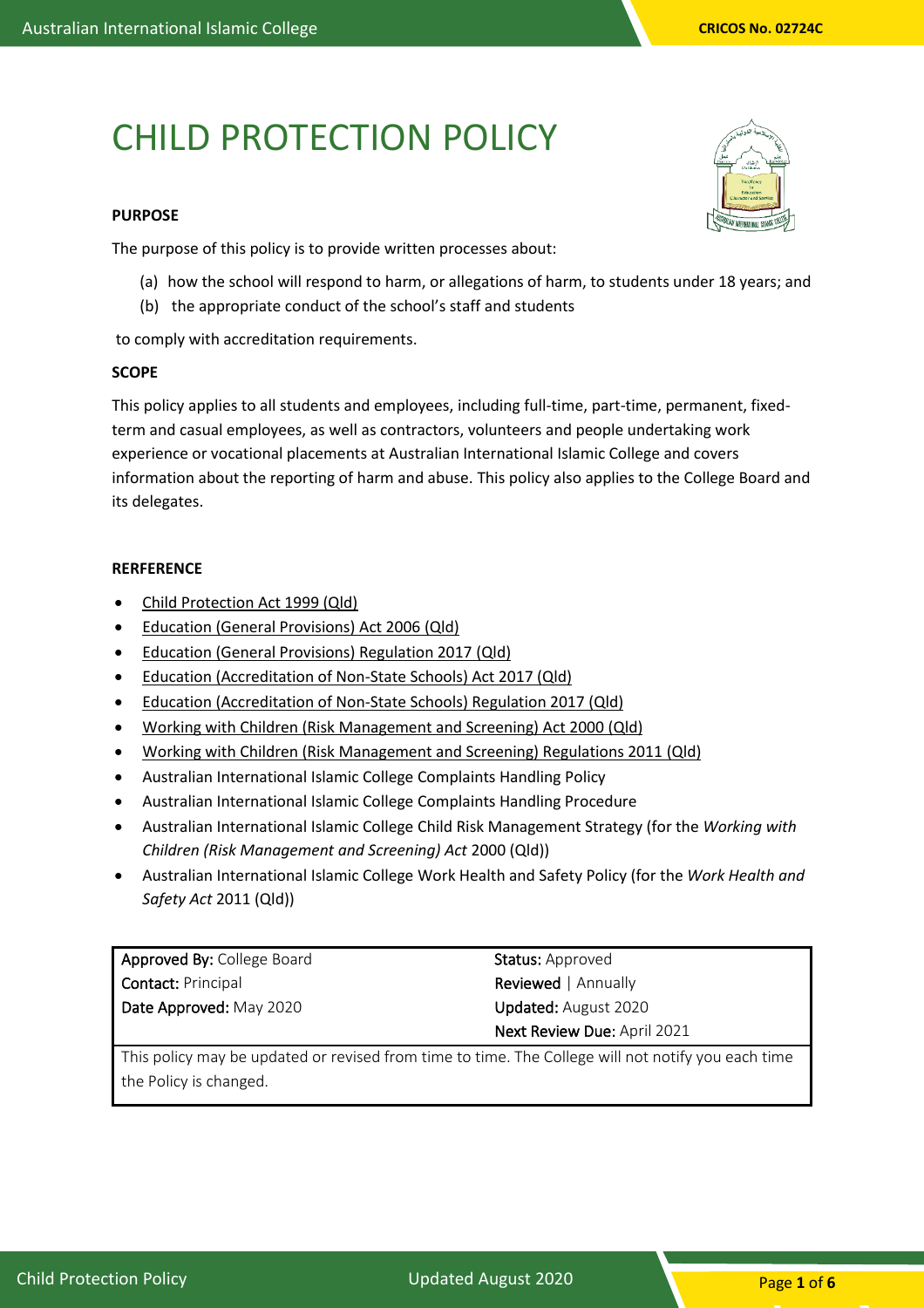# CHILD PROTECTION POLICY

**PURPOSE**

The purpose of this policy is to provide written processes about:

(a) how the school will respond to harm, or allegations of harm, to students under 18 years; and
(b) the appropriate conduct of the school's staff and students

to comply with accreditation requirements.

**SCOPE**

This policy applies to all students and employees, including full-time, part-time, permanent, fixed-term and casual employees, as well as contractors, volunteers and people undertaking work experience or vocational placements at Australian International Islamic College and covers information about the reporting of harm and abuse. This policy also applies to the College Board and its delegates.

**RERFERENCE**

- Child Protection Act 1999 (Qld)
- Education (General Provisions) Act 2006 (Qld)
- Education (General Provisions) Regulation 2017 (Qld)
- Education (Accreditation of Non-State Schools) Act 2017 (Qld)
- Education (Accreditation of Non-State Schools) Regulation 2017 (Qld)
- Working with Children (Risk Management and Screening) Act 2000 (Qld)
- Working with Children (Risk Management and Screening) Regulations 2011 (Qld)
- Australian International Islamic College Complaints Handling Policy
- Australian International Islamic College Complaints Handling Procedure
- Australian International Islamic College Child Risk Management Strategy (for the *Working with Children (Risk Management and Screening) Act* 2000 (Qld))
- Australian International Islamic College Work Health and Safety Policy (for the *Work Health and Safety Act* 2011 (Qld))

| | |
|---|---|
| **Approved By:** College Board | **Status:** Approved |
| **Contact:** Principal | **Reviewed** \| Annually |
| **Date Approved:** May 2020 | **Updated:** August 2020 |
| | **Next Review Due:** April 2021 |
| This policy may be updated or revised from time to time. The College will not notify you each time the Policy is changed. | |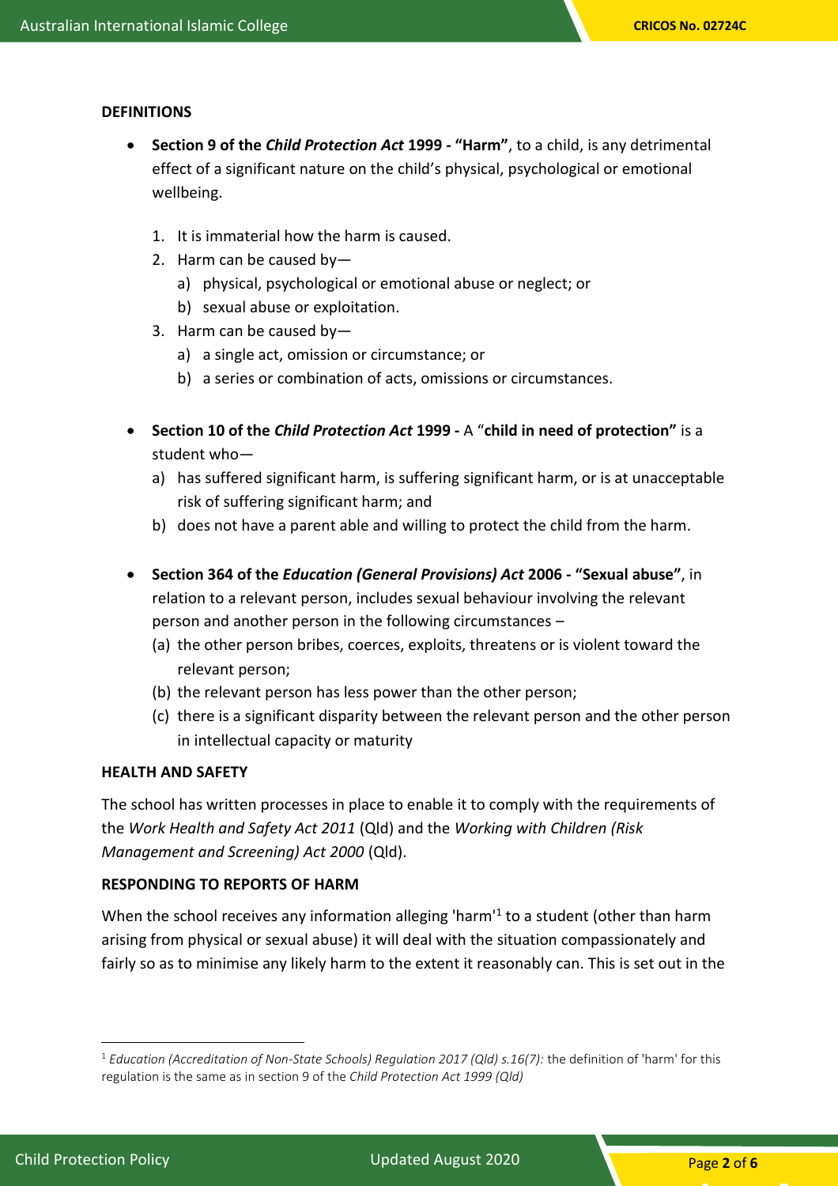**DEFINITIONS**

- **Section 9 of the *Child Protection Act* 1999 - "Harm"**, to a child, is any detrimental effect of a significant nature on the child's physical, psychological or emotional wellbeing.
    1. It is immaterial how the harm is caused.
    2. Harm can be caused by—
        a) physical, psychological or emotional abuse or neglect; or
        b) sexual abuse or exploitation.
    3. Harm can be caused by—
        a) a single act, omission or circumstance; or
        b) a series or combination of acts, omissions or circumstances.

- **Section 10 of the *Child Protection Act* 1999 -** A "**child in need of protection"** is a student who—
    a) has suffered significant harm, is suffering significant harm, or is at unacceptable risk of suffering significant harm; and
    b) does not have a parent able and willing to protect the child from the harm.

- **Section 364 of the *Education (General Provisions) Act* 2006 - "Sexual abuse"**, in relation to a relevant person, includes sexual behaviour involving the relevant person and another person in the following circumstances –
    (a) the other person bribes, coerces, exploits, threatens or is violent toward the relevant person;
    (b) the relevant person has less power than the other person;
    (c) there is a significant disparity between the relevant person and the other person in intellectual capacity or maturity

**HEALTH AND SAFETY**

The school has written processes in place to enable it to comply with the requirements of the *Work Health and Safety Act 2011* (Qld) and the *Working with Children (Risk Management and Screening) Act 2000* (Qld).

**RESPONDING TO REPORTS OF HARM**

When the school receives any information alleging 'harm'[1] to a student (other than harm arising from physical or sexual abuse) it will deal with the situation compassionately and fairly so as to minimise any likely harm to the extent it reasonably can. This is set out in the

[1] *Education (Accreditation of Non-State Schools) Regulation 2017 (Qld) s.16(7):* the definition of 'harm' for this regulation is the same as in section 9 of the *Child Protection Act 1999 (Qld)*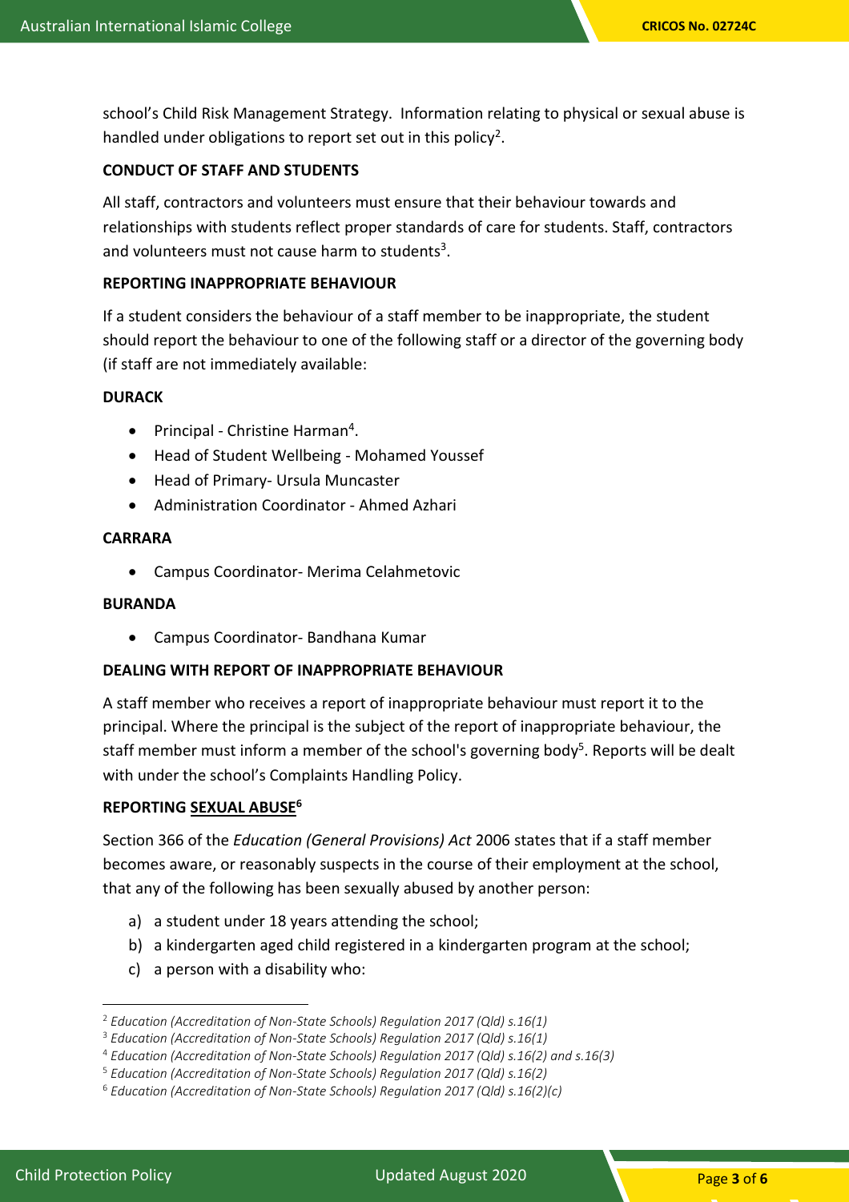school's Child Risk Management Strategy. Information relating to physical or sexual abuse is handled under obligations to report set out in this policy[2].

**CONDUCT OF STAFF AND STUDENTS**

All staff, contractors and volunteers must ensure that their behaviour towards and relationships with students reflect proper standards of care for students. Staff, contractors and volunteers must not cause harm to students[3].

**REPORTING INAPPROPRIATE BEHAVIOUR**

If a student considers the behaviour of a staff member to be inappropriate, the student should report the behaviour to one of the following staff or a director of the governing body (if staff are not immediately available:

**DURACK**

- Principal - Christine Harman[4].
- Head of Student Wellbeing - Mohamed Youssef
- Head of Primary- Ursula Muncaster
- Administration Coordinator - Ahmed Azhari

**CARRARA**

- Campus Coordinator- Merima Celahmetovic

**BURANDA**

- Campus Coordinator- Bandhana Kumar

**DEALING WITH REPORT OF INAPPROPRIATE BEHAVIOUR**

A staff member who receives a report of inappropriate behaviour must report it to the principal. Where the principal is the subject of the report of inappropriate behaviour, the staff member must inform a member of the school's governing body[5]. Reports will be dealt with under the school's Complaints Handling Policy.

**REPORTING SEXUAL ABUSE[6]**

Section 366 of the *Education (General Provisions) Act* 2006 states that if a staff member becomes aware, or reasonably suspects in the course of their employment at the school, that any of the following has been sexually abused by another person:

a) a student under 18 years attending the school;
b) a kindergarten aged child registered in a kindergarten program at the school;
c) a person with a disability who:

---

[2] *Education (Accreditation of Non-State Schools) Regulation 2017 (Qld) s.16(1)*
[3] *Education (Accreditation of Non-State Schools) Regulation 2017 (Qld) s.16(1)*
[4] *Education (Accreditation of Non-State Schools) Regulation 2017 (Qld) s.16(2) and s.16(3)*
[5] *Education (Accreditation of Non-State Schools) Regulation 2017 (Qld) s.16(2)*
[6] *Education (Accreditation of Non-State Schools) Regulation 2017 (Qld) s.16(2)(c)*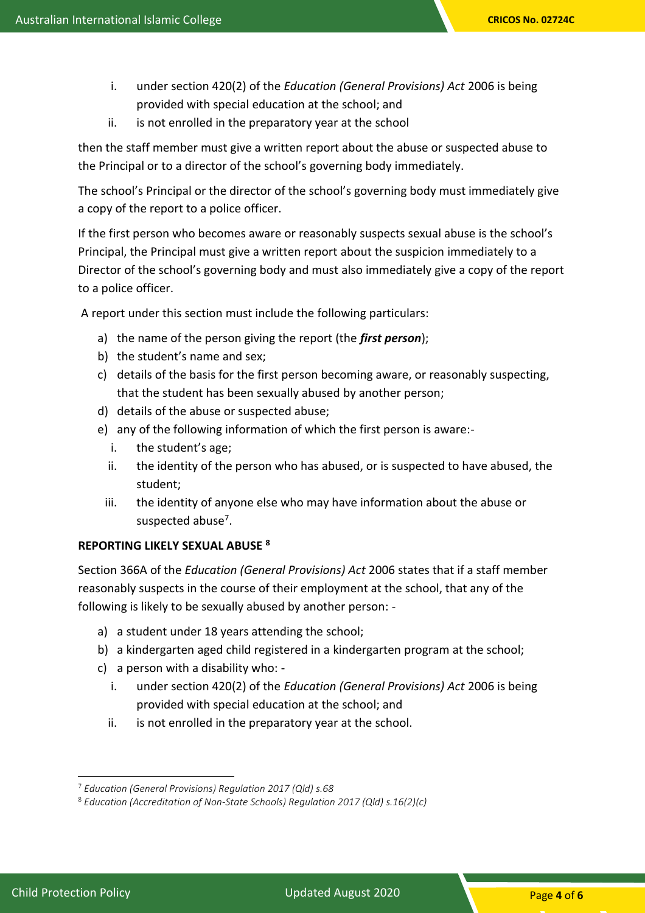i. under section 420(2) of the *Education (General Provisions) Act* 2006 is being provided with special education at the school; and
ii. is not enrolled in the preparatory year at the school

then the staff member must give a written report about the abuse or suspected abuse to the Principal or to a director of the school's governing body immediately.

The school's Principal or the director of the school's governing body must immediately give a copy of the report to a police officer.

If the first person who becomes aware or reasonably suspects sexual abuse is the school's Principal, the Principal must give a written report about the suspicion immediately to a Director of the school's governing body and must also immediately give a copy of the report to a police officer.

A report under this section must include the following particulars:

a) the name of the person giving the report (the ***first person***);
b) the student's name and sex;
c) details of the basis for the first person becoming aware, or reasonably suspecting, that the student has been sexually abused by another person;
d) details of the abuse or suspected abuse;
e) any of the following information of which the first person is aware:-
   i. the student's age;
   ii. the identity of the person who has abused, or is suspected to have abused, the student;
   iii. the identity of anyone else who may have information about the abuse or suspected abuse[7].

**REPORTING LIKELY SEXUAL ABUSE [8]**

Section 366A of the *Education (General Provisions) Act* 2006 states that if a staff member reasonably suspects in the course of their employment at the school, that any of the following is likely to be sexually abused by another person: -

a) a student under 18 years attending the school;
b) a kindergarten aged child registered in a kindergarten program at the school;
c) a person with a disability who: -
   i. under section 420(2) of the *Education (General Provisions) Act* 2006 is being provided with special education at the school; and
   ii. is not enrolled in the preparatory year at the school.

---

[7] *Education (General Provisions) Regulation 2017 (Qld) s.68*

[8] *Education (Accreditation of Non-State Schools) Regulation 2017 (Qld) s.16(2)(c)*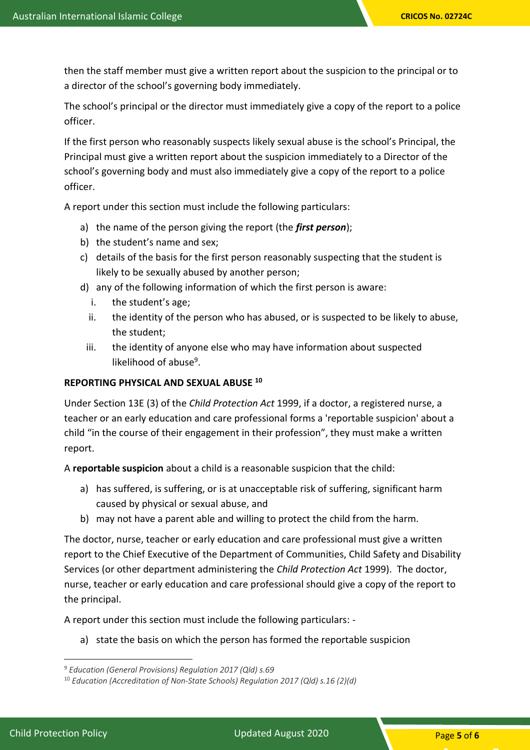then the staff member must give a written report about the suspicion to the principal or to a director of the school's governing body immediately.

The school's principal or the director must immediately give a copy of the report to a police officer.

If the first person who reasonably suspects likely sexual abuse is the school's Principal, the Principal must give a written report about the suspicion immediately to a Director of the school's governing body and must also immediately give a copy of the report to a police officer.

A report under this section must include the following particulars:

a) the name of the person giving the report (the ***first person***);
b) the student's name and sex;
c) details of the basis for the first person reasonably suspecting that the student is likely to be sexually abused by another person;
d) any of the following information of which the first person is aware:
   i. the student's age;
   ii. the identity of the person who has abused, or is suspected to be likely to abuse, the student;
   iii. the identity of anyone else who may have information about suspected likelihood of abuse[9].

**REPORTING PHYSICAL AND SEXUAL ABUSE [10]**

Under Section 13E (3) of the *Child Protection Act* 1999, if a doctor, a registered nurse, a teacher or an early education and care professional forms a 'reportable suspicion' about a child "in the course of their engagement in their profession", they must make a written report.

A **reportable suspicion** about a child is a reasonable suspicion that the child:

a) has suffered, is suffering, or is at unacceptable risk of suffering, significant harm caused by physical or sexual abuse, and
b) may not have a parent able and willing to protect the child from the harm.

The doctor, nurse, teacher or early education and care professional must give a written report to the Chief Executive of the Department of Communities, Child Safety and Disability Services (or other department administering the *Child Protection Act* 1999). The doctor, nurse, teacher or early education and care professional should give a copy of the report to the principal.

A report under this section must include the following particulars: -

a) state the basis on which the person has formed the reportable suspicion

---

[9] *Education (General Provisions) Regulation 2017 (Qld) s.69*

[10] *Education (Accreditation of Non-State Schools) Regulation 2017 (Qld) s.16 (2)(d)*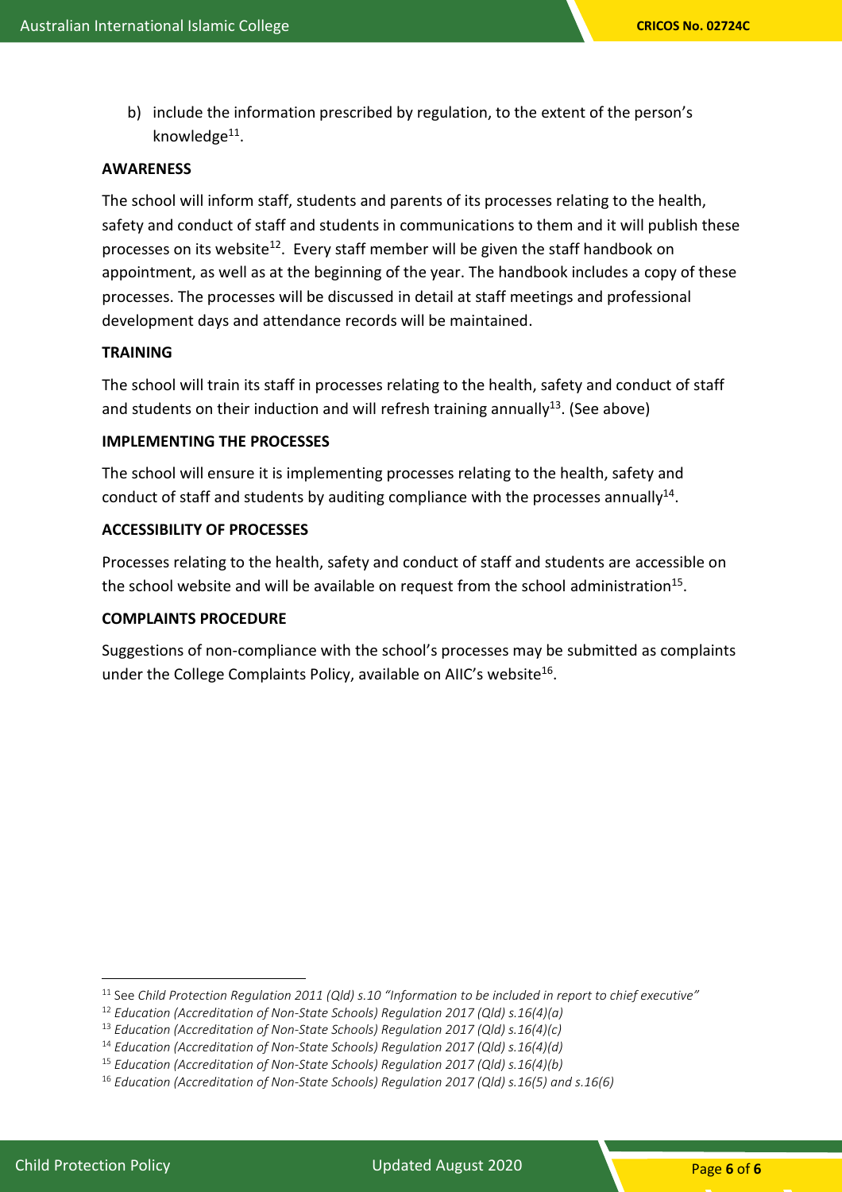b) include the information prescribed by regulation, to the extent of the person's knowledge[11].

**AWARENESS**

The school will inform staff, students and parents of its processes relating to the health, safety and conduct of staff and students in communications to them and it will publish these processes on its website[12]. Every staff member will be given the staff handbook on appointment, as well as at the beginning of the year. The handbook includes a copy of these processes. The processes will be discussed in detail at staff meetings and professional development days and attendance records will be maintained.

**TRAINING**

The school will train its staff in processes relating to the health, safety and conduct of staff and students on their induction and will refresh training annually[13]. (See above)

**IMPLEMENTING THE PROCESSES**

The school will ensure it is implementing processes relating to the health, safety and conduct of staff and students by auditing compliance with the processes annually[14].

**ACCESSIBILITY OF PROCESSES**

Processes relating to the health, safety and conduct of staff and students are accessible on the school website and will be available on request from the school administration[15].

**COMPLAINTS PROCEDURE**

Suggestions of non-compliance with the school's processes may be submitted as complaints under the College Complaints Policy, available on AIIC's website[16].

---

[11] See *Child Protection Regulation 2011 (Qld) s.10 "Information to be included in report to chief executive"*

[12] *Education (Accreditation of Non-State Schools) Regulation 2017 (Qld) s.16(4)(a)*

[13] *Education (Accreditation of Non-State Schools) Regulation 2017 (Qld) s.16(4)(c)*

[14] *Education (Accreditation of Non-State Schools) Regulation 2017 (Qld) s.16(4)(d)*

[15] *Education (Accreditation of Non-State Schools) Regulation 2017 (Qld) s.16(4)(b)*

[16] *Education (Accreditation of Non-State Schools) Regulation 2017 (Qld) s.16(5) and s.16(6)*